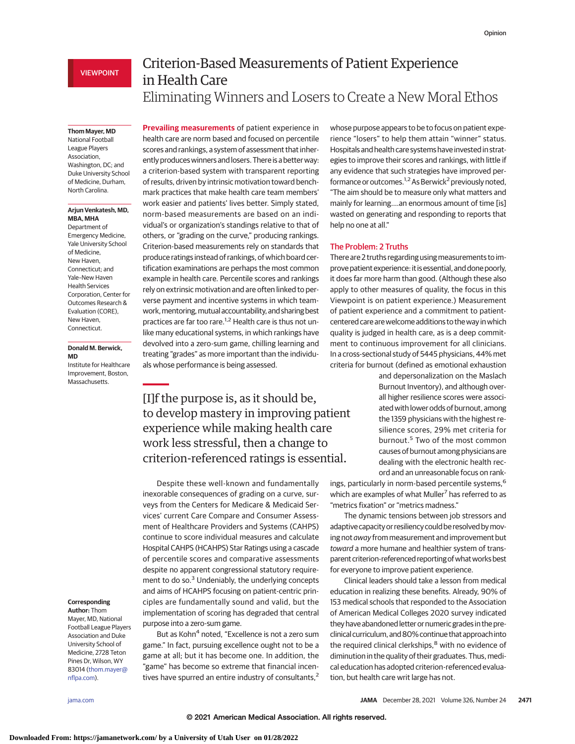VIEWPOINT

# Criterion-Based Measurements of Patient Experience in Health Care

## Eliminating Winners and Losers to Create a New Moral Ethos

**Thom Mayer, MD**
National Football League Players Association, Washington, DC; and Duke University School of Medicine, Durham, North Carolina.

**Arjun Venkatesh, MD, MBA, MHA**
Department of Emergency Medicine, Yale University School of Medicine, New Haven, Connecticut; and Yale–New Haven Health Services Corporation, Center for Outcomes Research & Evaluation (CORE), New Haven, Connecticut.

**Donald M. Berwick, MD**
Institute for Healthcare Improvement, Boston, Massachusetts.

**Corresponding Author:** Thom Mayer, MD, National Football League Players Association and Duke University School of Medicine, 2728 Teton Pines Dr, Wilson, WY 83014 (thom.mayer@nflpa.com).

**Prevailing measurements** of patient experience in health care are norm based and focused on percentile scores and rankings, a system of assessment that inherently produces winners and losers. There is a better way: a criterion-based system with transparent reporting of results, driven by intrinsic motivation toward benchmark practices that make health care team members' work easier and patients' lives better. Simply stated, norm-based measurements are based on an individual's or organization's standings relative to that of others, or "grading on the curve," producing rankings. Criterion-based measurements rely on standards that produce ratings instead of rankings, of which board certification examinations are perhaps the most common example in health care. Percentile scores and rankings rely on extrinsic motivation and are often linked to perverse payment and incentive systems in which teamwork, mentoring, mutual accountability, and sharing best practices are far too rare.[1,2] Health care is thus not unlike many educational systems, in which rankings have devolved into a zero-sum game, chilling learning and treating "grades" as more important than the individuals whose performance is being assessed.

> [I]f the purpose is, as it should be, to develop mastery in improving patient experience while making health care work less stressful, then a change to criterion-referenced ratings is essential.

Despite these well-known and fundamentally inexorable consequences of grading on a curve, surveys from the Centers for Medicare & Medicaid Services' current Care Compare and Consumer Assessment of Healthcare Providers and Systems (CAHPS) continue to score individual measures and calculate Hospital CAHPS (HCAHPS) Star Ratings using a cascade of percentile scores and comparative assessments despite no apparent congressional statutory requirement to do so.[3] Undeniably, the underlying concepts and aims of HCAHPS focusing on patient-centric principles are fundamentally sound and valid, but the implementation of scoring has degraded that central purpose into a zero-sum game.

But as Kohn[4] noted, "Excellence is not a zero sum game." In fact, pursuing excellence ought not to be a game at all; but it has become one. In addition, the "game" has become so extreme that financial incentives have spurred an entire industry of consultants,[2] whose purpose appears to be to focus on patient experience "losers" to help them attain "winner" status. Hospitals and health care systems have invested in strategies to improve their scores and rankings, with little if any evidence that such strategies have improved performance or outcomes.[1,2] As Berwick[2] previously noted, "The aim should be to measure only what matters and mainly for learning....an enormous amount of time [is] wasted on generating and responding to reports that help no one at all."

## The Problem: 2 Truths

There are 2 truths regarding using measurements to improve patient experience: it is essential, and done poorly, it does far more harm than good. (Although these also apply to other measures of quality, the focus in this Viewpoint is on patient experience.) Measurement of patient experience and a commitment to patient-centered care are welcome additions to the way in which quality is judged in health care, as is a deep commitment to continuous improvement for all clinicians. In a cross-sectional study of 5445 physicians, 44% met criteria for burnout (defined as emotional exhaustion and depersonalization on the Maslach Burnout Inventory), and although overall higher resilience scores were associated with lower odds of burnout, among the 1359 physicians with the highest resilience scores, 29% met criteria for burnout.[5] Two of the most common causes of burnout among physicians are dealing with the electronic health record and an unreasonable focus on rankings, particularly in norm-based percentile systems,[6] which are examples of what Muller[7] has referred to as "metrics fixation" or "metrics madness."

The dynamic tensions between job stressors and adaptive capacity or resiliency could be resolved by moving not *away* from measurement and improvement but *toward* a more humane and healthier system of transparent criterion-referenced reporting of what works best for everyone to improve patient experience.

Clinical leaders should take a lesson from medical education in realizing these benefits. Already, 90% of 153 medical schools that responded to the Association of American Medical Colleges 2020 survey indicated they have abandoned letter or numeric grades in the preclinical curriculum, and 80% continue that approach into the required clinical clerkships,[8] with no evidence of diminution in the quality of their graduates. Thus, medical education has adopted criterion-referenced evaluation, but health care writ large has not.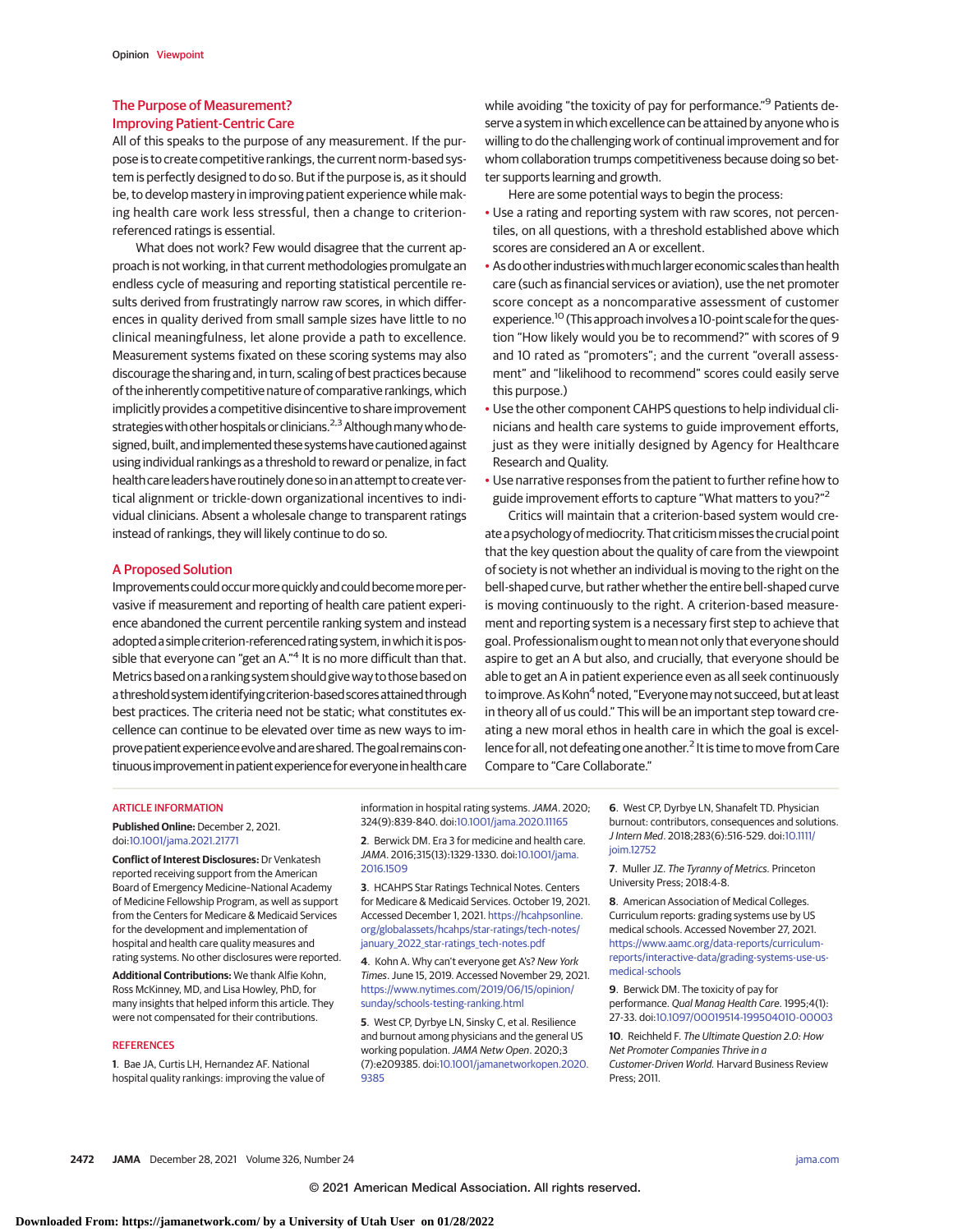## The Purpose of Measurement? Improving Patient-Centric Care

All of this speaks to the purpose of any measurement. If the purpose is to create competitive rankings, the current norm-based system is perfectly designed to do so. But if the purpose is, as it should be, to develop mastery in improving patient experience while making health care work less stressful, then a change to criterion-referenced ratings is essential.

What does not work? Few would disagree that the current approach is not working, in that current methodologies promulgate an endless cycle of measuring and reporting statistical percentile results derived from frustratingly narrow raw scores, in which differences in quality derived from small sample sizes have little to no clinical meaningfulness, let alone provide a path to excellence. Measurement systems fixated on these scoring systems may also discourage the sharing and, in turn, scaling of best practices because of the inherently competitive nature of comparative rankings, which implicitly provides a competitive disincentive to share improvement strategies with other hospitals or clinicians.[2,3] Although many who designed, built, and implemented these systems have cautioned against using individual rankings as a threshold to reward or penalize, in fact health care leaders have routinely done so in an attempt to create vertical alignment or trickle-down organizational incentives to individual clinicians. Absent a wholesale change to transparent ratings instead of rankings, they will likely continue to do so.

## A Proposed Solution

Improvements could occur more quickly and could become more pervasive if measurement and reporting of health care patient experience abandoned the current percentile ranking system and instead adopted a simple criterion-referenced rating system, in which it is possible that everyone can "get an A."[4] It is no more difficult than that. Metrics based on a ranking system should give way to those based on a threshold system identifying criterion-based scores attained through best practices. The criteria need not be static; what constitutes excellence can continue to be elevated over time as new ways to improve patient experience evolve and are shared. The goal remains continuous improvement in patient experience for everyone in health care while avoiding "the toxicity of pay for performance."[9] Patients deserve a system in which excellence can be attained by anyone who is willing to do the challenging work of continual improvement and for whom collaboration trumps competitiveness because doing so better supports learning and growth.

Here are some potential ways to begin the process:

- Use a rating and reporting system with raw scores, not percentiles, on all questions, with a threshold established above which scores are considered an A or excellent.
- As do other industries with much larger economic scales than health care (such as financial services or aviation), use the net promoter score concept as a noncomparative assessment of customer experience.[10] (This approach involves a 10-point scale for the question "How likely would you be to recommend?" with scores of 9 and 10 rated as "promoters"; and the current "overall assessment" and "likelihood to recommend" scores could easily serve this purpose.)
- Use the other component CAHPS questions to help individual clinicians and health care systems to guide improvement efforts, just as they were initially designed by Agency for Healthcare Research and Quality.
- Use narrative responses from the patient to further refine how to guide improvement efforts to capture "What matters to you?"[2]

Critics will maintain that a criterion-based system would create a psychology of mediocrity. That criticism misses the crucial point that the key question about the quality of care from the viewpoint of society is not whether an individual is moving to the right on the bell-shaped curve, but rather whether the entire bell-shaped curve is moving continuously to the right. A criterion-based measurement and reporting system is a necessary first step to achieve that goal. Professionalism ought to mean not only that everyone should aspire to get an A but also, and crucially, that everyone should be able to get an A in patient experience even as all seek continuously to improve. As Kohn[4] noted, "Everyone may not succeed, but at least in theory all of us could." This will be an important step toward creating a new moral ethos in health care in which the goal is excellence for all, not defeating one another.[2] It is time to move from Care Compare to "Care Collaborate."

### ARTICLE INFORMATION

**Published Online:** December 2, 2021. doi:10.1001/jama.2021.21771

**Conflict of Interest Disclosures:** Dr Venkatesh reported receiving support from the American Board of Emergency Medicine–National Academy of Medicine Fellowship Program, as well as support from the Centers for Medicare & Medicaid Services for the development and implementation of hospital and health care quality measures and rating systems. No other disclosures were reported.

**Additional Contributions:** We thank Alfie Kohn, Ross McKinney, MD, and Lisa Howley, PhD, for many insights that helped inform this article. They were not compensated for their contributions.

### REFERENCES

1. Bae JA, Curtis LH, Hernandez AF. National hospital quality rankings: improving the value of information in hospital rating systems. *JAMA*. 2020;324(9):839-840. doi:10.1001/jama.2020.11165
2. Berwick DM. Era 3 for medicine and health care. *JAMA*. 2016;315(13):1329-1330. doi:10.1001/jama.2016.1509
3. HCAHPS Star Ratings Technical Notes. Centers for Medicare & Medicaid Services. October 19, 2021. Accessed December 1, 2021. https://hcahpsonline.org/globalassets/hcahps/star-ratings/tech-notes/january_2022_star-ratings_tech-notes.pdf
4. Kohn A. Why can't everyone get A's? *New York Times*. June 15, 2019. Accessed November 29, 2021. https://www.nytimes.com/2019/06/15/opinion/sunday/schools-testing-ranking.html
5. West CP, Dyrbye LN, Sinsky C, et al. Resilience and burnout among physicians and the general US working population. *JAMA Netw Open*. 2020;3(7):e209385. doi:10.1001/jamanetworkopen.2020.9385
6. West CP, Dyrbye LN, Shanafelt TD. Physician burnout: contributors, consequences and solutions. *J Intern Med*. 2018;283(6):516-529. doi:10.1111/joim.12752
7. Muller JZ. *The Tyranny of Metrics*. Princeton University Press; 2018:4-8.
8. American Association of Medical Colleges. Curriculum reports: grading systems use by US medical schools. Accessed November 27, 2021. https://www.aamc.org/data-reports/curriculum-reports/interactive-data/grading-systems-use-us-medical-schools
9. Berwick DM. The toxicity of pay for performance. *Qual Manag Health Care*. 1995;4(1):27-33. doi:10.1097/00019514-199504010-00003
10. Reichheld F. *The Ultimate Question 2.0: How Net Promoter Companies Thrive in a Customer-Driven World*. Harvard Business Review Press; 2011.